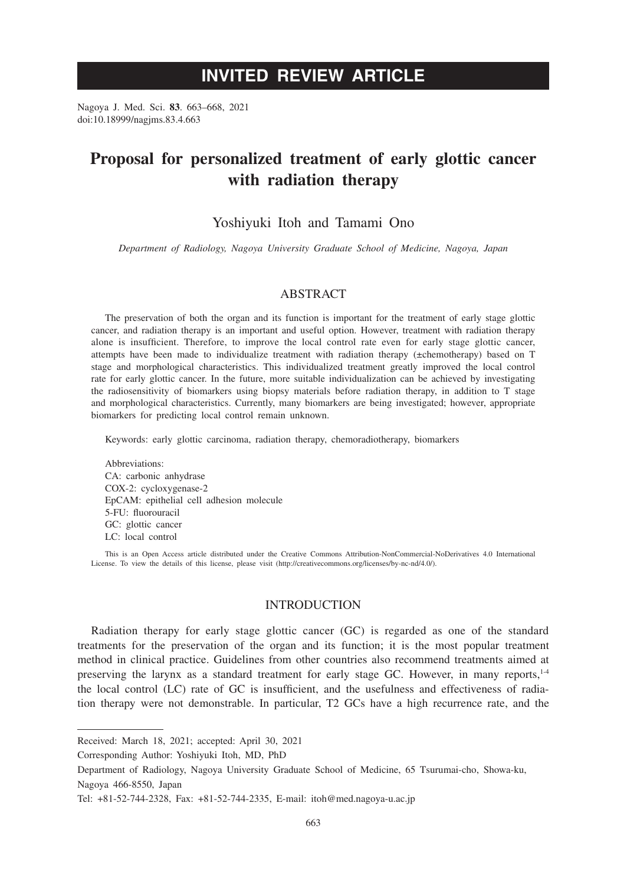# INVITED REVIEW ARTICLE

Nagoya J. Med. Sci. **83**. 663–668, 2021
doi:10.18999/nagjms.83.4.663

# Proposal for personalized treatment of early glottic cancer with radiation therapy

Yoshiyuki Itoh and Tamami Ono

*Department of Radiology, Nagoya University Graduate School of Medicine, Nagoya, Japan*

## ABSTRACT

The preservation of both the organ and its function is important for the treatment of early stage glottic cancer, and radiation therapy is an important and useful option. However, treatment with radiation therapy alone is insufficient. Therefore, to improve the local control rate even for early stage glottic cancer, attempts have been made to individualize treatment with radiation therapy (±chemotherapy) based on T stage and morphological characteristics. This individualized treatment greatly improved the local control rate for early glottic cancer. In the future, more suitable individualization can be achieved by investigating the radiosensitivity of biomarkers using biopsy materials before radiation therapy, in addition to T stage and morphological characteristics. Currently, many biomarkers are being investigated; however, appropriate biomarkers for predicting local control remain unknown.

Keywords: early glottic carcinoma, radiation therapy, chemoradiotherapy, biomarkers

Abbreviations:
CA: carbonic anhydrase
COX-2: cycloxygenase-2
EpCAM: epithelial cell adhesion molecule
5-FU: fluorouracil
GC: glottic cancer
LC: local control

This is an Open Access article distributed under the Creative Commons Attribution-NonCommercial-NoDerivatives 4.0 International License. To view the details of this license, please visit (http://creativecommons.org/licenses/by-nc-nd/4.0/).

## INTRODUCTION

Radiation therapy for early stage glottic cancer (GC) is regarded as one of the standard treatments for the preservation of the organ and its function; it is the most popular treatment method in clinical practice. Guidelines from other countries also recommend treatments aimed at preserving the larynx as a standard treatment for early stage GC. However, in many reports,[1-4] the local control (LC) rate of GC is insufficient, and the usefulness and effectiveness of radiation therapy were not demonstrable. In particular, T2 GCs have a high recurrence rate, and the

Received: March 18, 2021; accepted: April 30, 2021

Corresponding Author: Yoshiyuki Itoh, MD, PhD

Department of Radiology, Nagoya University Graduate School of Medicine, 65 Tsurumai-cho, Showa-ku, Nagoya 466-8550, Japan

Tel: +81-52-744-2328, Fax: +81-52-744-2335, E-mail: itoh@med.nagoya-u.ac.jp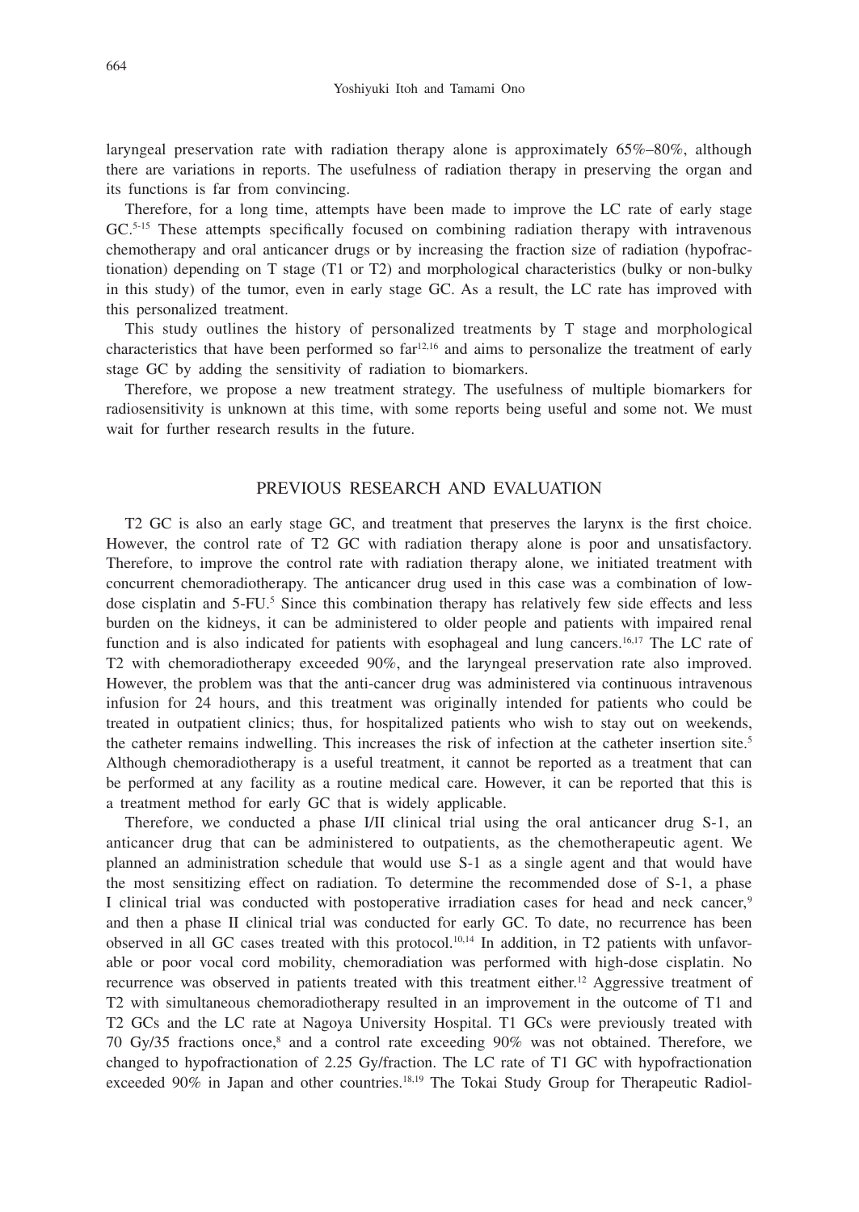laryngeal preservation rate with radiation therapy alone is approximately 65%–80%, although there are variations in reports. The usefulness of radiation therapy in preserving the organ and its functions is far from convincing.

Therefore, for a long time, attempts have been made to improve the LC rate of early stage GC.[5-15] These attempts specifically focused on combining radiation therapy with intravenous chemotherapy and oral anticancer drugs or by increasing the fraction size of radiation (hypofractionation) depending on T stage (T1 or T2) and morphological characteristics (bulky or non-bulky in this study) of the tumor, even in early stage GC. As a result, the LC rate has improved with this personalized treatment.

This study outlines the history of personalized treatments by T stage and morphological characteristics that have been performed so far[12,16] and aims to personalize the treatment of early stage GC by adding the sensitivity of radiation to biomarkers.

Therefore, we propose a new treatment strategy. The usefulness of multiple biomarkers for radiosensitivity is unknown at this time, with some reports being useful and some not. We must wait for further research results in the future.

## PREVIOUS RESEARCH AND EVALUATION

T2 GC is also an early stage GC, and treatment that preserves the larynx is the first choice. However, the control rate of T2 GC with radiation therapy alone is poor and unsatisfactory. Therefore, to improve the control rate with radiation therapy alone, we initiated treatment with concurrent chemoradiotherapy. The anticancer drug used in this case was a combination of low-dose cisplatin and 5-FU.[5] Since this combination therapy has relatively few side effects and less burden on the kidneys, it can be administered to older people and patients with impaired renal function and is also indicated for patients with esophageal and lung cancers.[16,17] The LC rate of T2 with chemoradiotherapy exceeded 90%, and the laryngeal preservation rate also improved. However, the problem was that the anti-cancer drug was administered via continuous intravenous infusion for 24 hours, and this treatment was originally intended for patients who could be treated in outpatient clinics; thus, for hospitalized patients who wish to stay out on weekends, the catheter remains indwelling. This increases the risk of infection at the catheter insertion site.[5] Although chemoradiotherapy is a useful treatment, it cannot be reported as a treatment that can be performed at any facility as a routine medical care. However, it can be reported that this is a treatment method for early GC that is widely applicable.

Therefore, we conducted a phase I/II clinical trial using the oral anticancer drug S-1, an anticancer drug that can be administered to outpatients, as the chemotherapeutic agent. We planned an administration schedule that would use S-1 as a single agent and that would have the most sensitizing effect on radiation. To determine the recommended dose of S-1, a phase I clinical trial was conducted with postoperative irradiation cases for head and neck cancer,[9] and then a phase II clinical trial was conducted for early GC. To date, no recurrence has been observed in all GC cases treated with this protocol.[10,14] In addition, in T2 patients with unfavorable or poor vocal cord mobility, chemoradiation was performed with high-dose cisplatin. No recurrence was observed in patients treated with this treatment either.[12] Aggressive treatment of T2 with simultaneous chemoradiotherapy resulted in an improvement in the outcome of T1 and T2 GCs and the LC rate at Nagoya University Hospital. T1 GCs were previously treated with 70 Gy/35 fractions once,[8] and a control rate exceeding 90% was not obtained. Therefore, we changed to hypofractionation of 2.25 Gy/fraction. The LC rate of T1 GC with hypofractionation exceeded 90% in Japan and other countries.[18,19] The Tokai Study Group for Therapeutic Radiol-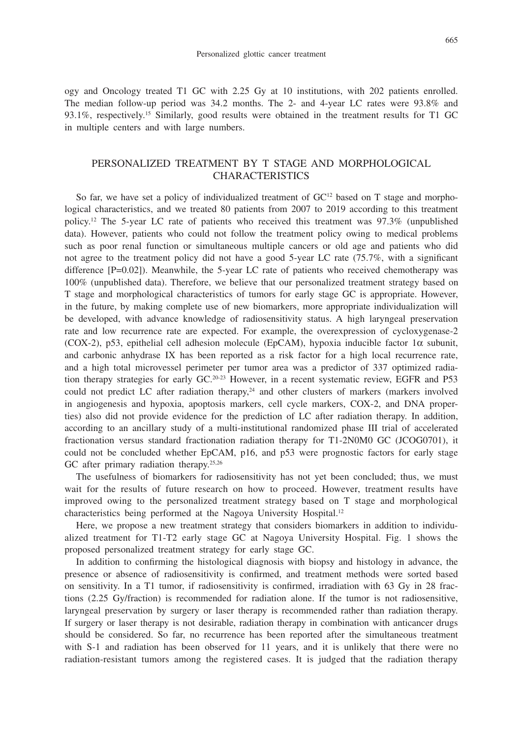ogy and Oncology treated T1 GC with 2.25 Gy at 10 institutions, with 202 patients enrolled. The median follow-up period was 34.2 months. The 2- and 4-year LC rates were 93.8% and 93.1%, respectively.[15] Similarly, good results were obtained in the treatment results for T1 GC in multiple centers and with large numbers.

## PERSONALIZED TREATMENT BY T STAGE AND MORPHOLOGICAL CHARACTERISTICS

So far, we have set a policy of individualized treatment of GC[12] based on T stage and morphological characteristics, and we treated 80 patients from 2007 to 2019 according to this treatment policy.[12] The 5-year LC rate of patients who received this treatment was 97.3% (unpublished data). However, patients who could not follow the treatment policy owing to medical problems such as poor renal function or simultaneous multiple cancers or old age and patients who did not agree to the treatment policy did not have a good 5-year LC rate (75.7%, with a significant difference [P=0.02]). Meanwhile, the 5-year LC rate of patients who received chemotherapy was 100% (unpublished data). Therefore, we believe that our personalized treatment strategy based on T stage and morphological characteristics of tumors for early stage GC is appropriate. However, in the future, by making complete use of new biomarkers, more appropriate individualization will be developed, with advance knowledge of radiosensitivity status. A high laryngeal preservation rate and low recurrence rate are expected. For example, the overexpression of cycloxygenase-2 (COX-2), p53, epithelial cell adhesion molecule (EpCAM), hypoxia inducible factor 1$\alpha$ subunit, and carbonic anhydrase IX has been reported as a risk factor for a high local recurrence rate, and a high total microvessel perimeter per tumor area was a predictor of 337 optimized radiation therapy strategies for early GC.[20-23] However, in a recent systematic review, EGFR and P53 could not predict LC after radiation therapy,[24] and other clusters of markers (markers involved in angiogenesis and hypoxia, apoptosis markers, cell cycle markers, COX-2, and DNA properties) also did not provide evidence for the prediction of LC after radiation therapy. In addition, according to an ancillary study of a multi-institutional randomized phase III trial of accelerated fractionation versus standard fractionation radiation therapy for T1-2N0M0 GC (JCOG0701), it could not be concluded whether EpCAM, p16, and p53 were prognostic factors for early stage GC after primary radiation therapy.[25,26]

The usefulness of biomarkers for radiosensitivity has not yet been concluded; thus, we must wait for the results of future research on how to proceed. However, treatment results have improved owing to the personalized treatment strategy based on T stage and morphological characteristics being performed at the Nagoya University Hospital.[12]

Here, we propose a new treatment strategy that considers biomarkers in addition to individualized treatment for T1-T2 early stage GC at Nagoya University Hospital. Fig. 1 shows the proposed personalized treatment strategy for early stage GC.

In addition to confirming the histological diagnosis with biopsy and histology in advance, the presence or absence of radiosensitivity is confirmed, and treatment methods were sorted based on sensitivity. In a T1 tumor, if radiosensitivity is confirmed, irradiation with 63 Gy in 28 fractions (2.25 Gy/fraction) is recommended for radiation alone. If the tumor is not radiosensitive, laryngeal preservation by surgery or laser therapy is recommended rather than radiation therapy. If surgery or laser therapy is not desirable, radiation therapy in combination with anticancer drugs should be considered. So far, no recurrence has been reported after the simultaneous treatment with S-1 and radiation has been observed for 11 years, and it is unlikely that there were no radiation-resistant tumors among the registered cases. It is judged that the radiation therapy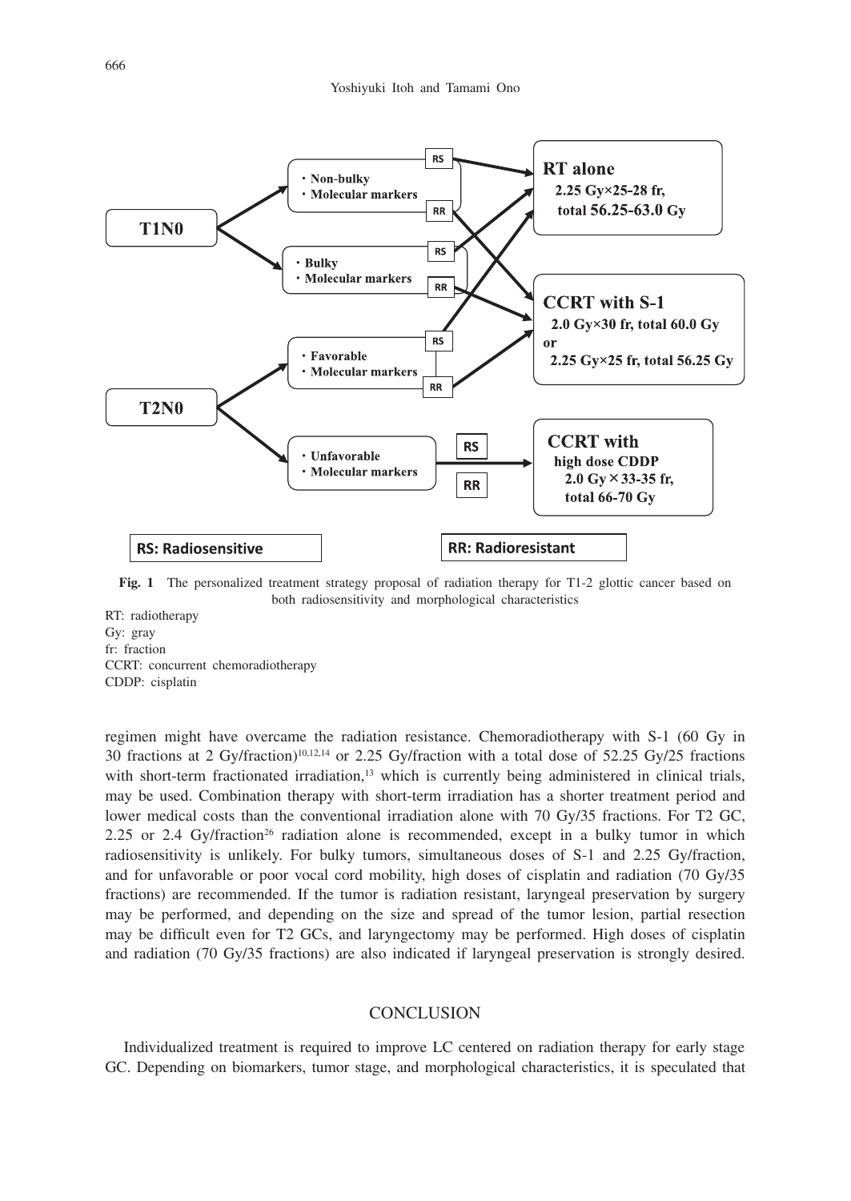**Fig. 1** The personalized treatment strategy proposal of radiation therapy for T1-2 glottic cancer based on both radiosensitivity and morphological characteristics

RT: radiotherapy
Gy: gray
fr: fraction
CCRT: concurrent chemoradiotherapy
CDDP: cisplatin

regimen might have overcame the radiation resistance. Chemoradiotherapy with S-1 (60 Gy in 30 fractions at 2 Gy/fraction)[10,12,14] or 2.25 Gy/fraction with a total dose of 52.25 Gy/25 fractions with short-term fractionated irradiation,[13] which is currently being administered in clinical trials, may be used. Combination therapy with short-term irradiation has a shorter treatment period and lower medical costs than the conventional irradiation alone with 70 Gy/35 fractions. For T2 GC, 2.25 or 2.4 Gy/fraction[26] radiation alone is recommended, except in a bulky tumor in which radiosensitivity is unlikely. For bulky tumors, simultaneous doses of S-1 and 2.25 Gy/fraction, and for unfavorable or poor vocal cord mobility, high doses of cisplatin and radiation (70 Gy/35 fractions) are recommended. If the tumor is radiation resistant, laryngeal preservation by surgery may be performed, and depending on the size and spread of the tumor lesion, partial resection may be difficult even for T2 GCs, and laryngectomy may be performed. High doses of cisplatin and radiation (70 Gy/35 fractions) are also indicated if laryngeal preservation is strongly desired.

## CONCLUSION

Individualized treatment is required to improve LC centered on radiation therapy for early stage GC. Depending on biomarkers, tumor stage, and morphological characteristics, it is speculated that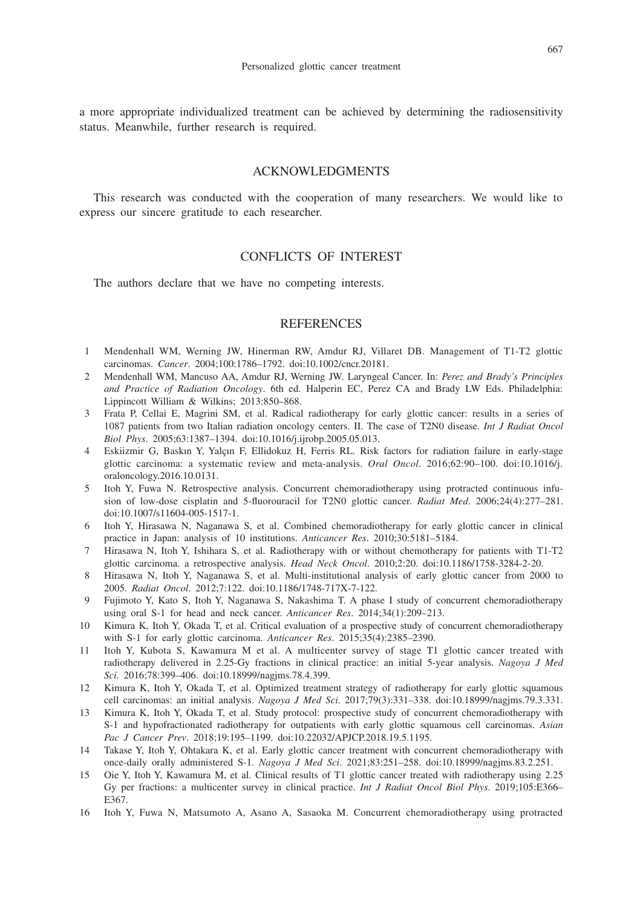a more appropriate individualized treatment can be achieved by determining the radiosensitivity status. Meanwhile, further research is required.

## ACKNOWLEDGMENTS

This research was conducted with the cooperation of many researchers. We would like to express our sincere gratitude to each researcher.

## CONFLICTS OF INTEREST

The authors declare that we have no competing interests.

## REFERENCES

1. Mendenhall WM, Werning JW, Hinerman RW, Amdur RJ, Villaret DB. Management of T1-T2 glottic carcinomas. *Cancer*. 2004;100:1786–1792. doi:10.1002/cncr.20181.
2. Mendenhall WM, Mancuso AA, Amdur RJ, Werning JW. Laryngeal Cancer. In: *Perez and Brady's Principles and Practice of Radiation Oncology*. 6th ed. Halperin EC, Perez CA and Brady LW Eds. Philadelphia: Lippincott William & Wilkins; 2013:850–868.
3. Frata P, Cellai E, Magrini SM, et al. Radical radiotherapy for early glottic cancer: results in a series of 1087 patients from two Italian radiation oncology centers. II. The case of T2N0 disease. *Int J Radiat Oncol Biol Phys*. 2005;63:1387–1394. doi:10.1016/j.ijrobp.2005.05.013.
4. Eskiizmir G, Baskın Y, Yalçın F, Ellidokuz H, Ferris RL. Risk factors for radiation failure in early-stage glottic carcinoma: a systematic review and meta-analysis. *Oral Oncol*. 2016;62:90–100. doi:10.1016/j.oraloncology.2016.10.0131.
5. Itoh Y, Fuwa N. Retrospective analysis. Concurrent chemoradiotherapy using protracted continuous infusion of low-dose cisplatin and 5-fluorouracil for T2N0 glottic cancer. *Radiat Med*. 2006;24(4):277–281. doi:10.1007/s11604-005-1517-1.
6. Itoh Y, Hirasawa N, Naganawa S, et al. Combined chemoradiotherapy for early glottic cancer in clinical practice in Japan: analysis of 10 institutions. *Anticancer Res*. 2010;30:5181–5184.
7. Hirasawa N, Itoh Y, Ishihara S, et al. Radiotherapy with or without chemotherapy for patients with T1-T2 glottic carcinoma. a retrospective analysis. *Head Neck Oncol*. 2010;2:20. doi:10.1186/1758-3284-2-20.
8. Hirasawa N, Itoh Y, Naganawa S, et al. Multi-institutional analysis of early glottic cancer from 2000 to 2005. *Radiat Oncol*. 2012;7:122. doi:10.1186/1748-717X-7-122.
9. Fujimoto Y, Kato S, Itoh Y, Naganawa S, Nakashima T. A phase I study of concurrent chemoradiotherapy using oral S-1 for head and neck cancer. *Anticancer Res*. 2014;34(1):209–213.
10. Kimura K, Itoh Y, Okada T, et al. Critical evaluation of a prospective study of concurrent chemoradiotherapy with S-1 for early glottic carcinoma. *Anticancer Res*. 2015;35(4):2385–2390.
11. Itoh Y, Kubota S, Kawamura M et al. A multicenter survey of stage T1 glottic cancer treated with radiotherapy delivered in 2.25-Gy fractions in clinical practice: an initial 5-year analysis. *Nagoya J Med Sci*. 2016;78:399–406. doi:10.18999/nagjms.78.4.399.
12. Kimura K, Itoh Y, Okada T, et al. Optimized treatment strategy of radiotherapy for early glottic squamous cell carcinomas: an initial analysis. *Nagoya J Med Sci*. 2017;79(3):331–338. doi:10.18999/nagjms.79.3.331.
13. Kimura K, Itoh Y, Okada T, et al. Study protocol: prospective study of concurrent chemoradiotherapy with S-1 and hypofractionated radiotherapy for outpatients with early glottic squamous cell carcinomas. *Asian Pac J Cancer Prev*. 2018;19:195–1199. doi:10.22032/APJCP.2018.19.5.1195.
14. Takase Y, Itoh Y, Ohtakara K, et al. Early glottic cancer treatment with concurrent chemoradiotherapy with once-daily orally administered S-1. *Nagoya J Med Sci*. 2021;83:251–258. doi:10.18999/nagjms.83.2.251.
15. Oie Y, Itoh Y, Kawamura M, et al. Clinical results of T1 glottic cancer treated with radiotherapy using 2.25 Gy per fractions: a multicenter survey in clinical practice. *Int J Radiat Oncol Biol Phys*. 2019;105:E366–E367.
16. Itoh Y, Fuwa N, Matsumoto A, Asano A, Sasaoka M. Concurrent chemoradiotherapy using protracted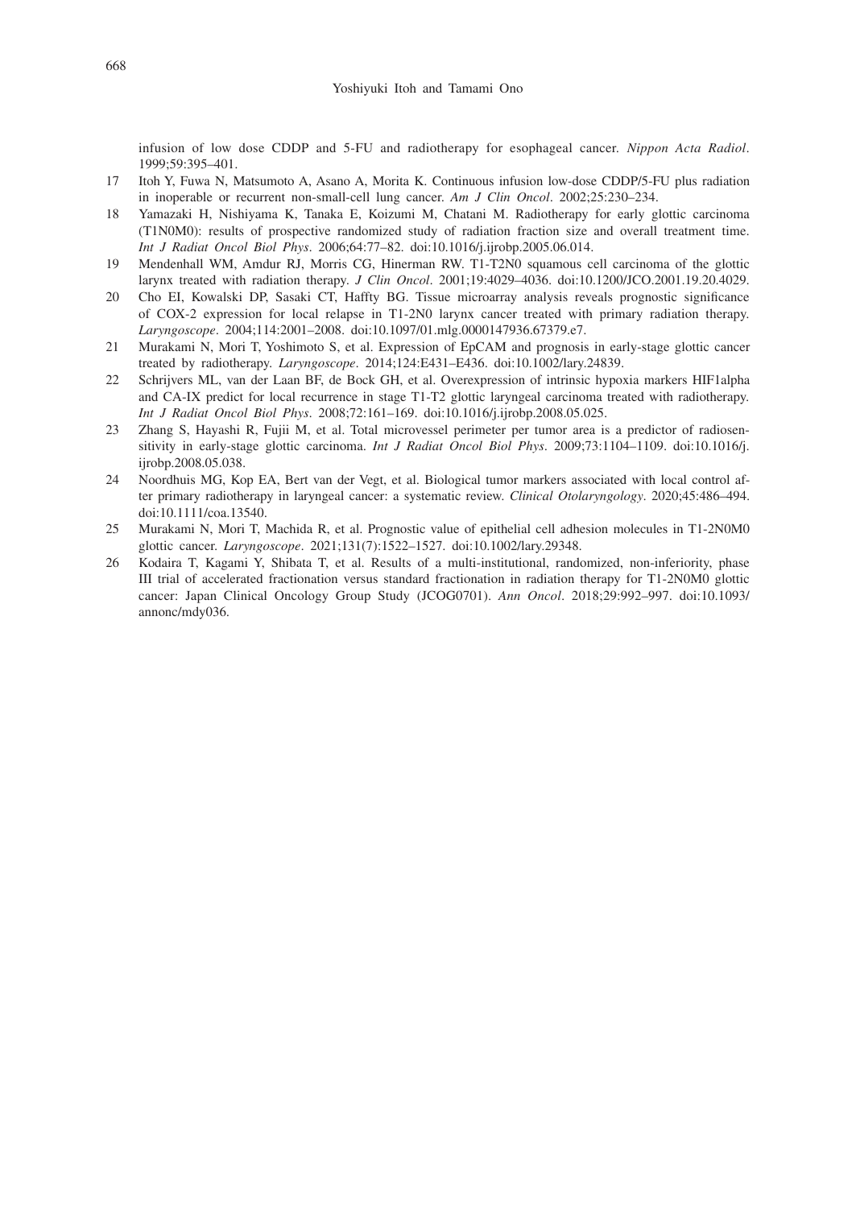infusion of low dose CDDP and 5-FU and radiotherapy for esophageal cancer. *Nippon Acta Radiol*. 1999;59:395–401.

17 Itoh Y, Fuwa N, Matsumoto A, Asano A, Morita K. Continuous infusion low-dose CDDP/5-FU plus radiation in inoperable or recurrent non-small-cell lung cancer. *Am J Clin Oncol*. 2002;25:230–234.

18 Yamazaki H, Nishiyama K, Tanaka E, Koizumi M, Chatani M. Radiotherapy for early glottic carcinoma (T1N0M0): results of prospective randomized study of radiation fraction size and overall treatment time. *Int J Radiat Oncol Biol Phys*. 2006;64:77–82. doi:10.1016/j.ijrobp.2005.06.014.

19 Mendenhall WM, Amdur RJ, Morris CG, Hinerman RW. T1-T2N0 squamous cell carcinoma of the glottic larynx treated with radiation therapy. *J Clin Oncol*. 2001;19:4029–4036. doi:10.1200/JCO.2001.19.20.4029.

20 Cho EI, Kowalski DP, Sasaki CT, Haffty BG. Tissue microarray analysis reveals prognostic significance of COX-2 expression for local relapse in T1-2N0 larynx cancer treated with primary radiation therapy. *Laryngoscope*. 2004;114:2001–2008. doi:10.1097/01.mlg.0000147936.67379.e7.

21 Murakami N, Mori T, Yoshimoto S, et al. Expression of EpCAM and prognosis in early-stage glottic cancer treated by radiotherapy. *Laryngoscope*. 2014;124:E431–E436. doi:10.1002/lary.24839.

22 Schrijvers ML, van der Laan BF, de Bock GH, et al. Overexpression of intrinsic hypoxia markers HIF1alpha and CA-IX predict for local recurrence in stage T1-T2 glottic laryngeal carcinoma treated with radiotherapy. *Int J Radiat Oncol Biol Phys*. 2008;72:161–169. doi:10.1016/j.ijrobp.2008.05.025.

23 Zhang S, Hayashi R, Fujii M, et al. Total microvessel perimeter per tumor area is a predictor of radiosensitivity in early-stage glottic carcinoma. *Int J Radiat Oncol Biol Phys*. 2009;73:1104–1109. doi:10.1016/j.ijrobp.2008.05.038.

24 Noordhuis MG, Kop EA, Bert van der Vegt, et al. Biological tumor markers associated with local control after primary radiotherapy in laryngeal cancer: a systematic review. *Clinical Otolaryngology*. 2020;45:486–494. doi:10.1111/coa.13540.

25 Murakami N, Mori T, Machida R, et al. Prognostic value of epithelial cell adhesion molecules in T1-2N0M0 glottic cancer. *Laryngoscope*. 2021;131(7):1522–1527. doi:10.1002/lary.29348.

26 Kodaira T, Kagami Y, Shibata T, et al. Results of a multi-institutional, randomized, non-inferiority, phase III trial of accelerated fractionation versus standard fractionation in radiation therapy for T1-2N0M0 glottic cancer: Japan Clinical Oncology Group Study (JCOG0701). *Ann Oncol*. 2018;29:992–997. doi:10.1093/annonc/mdy036.